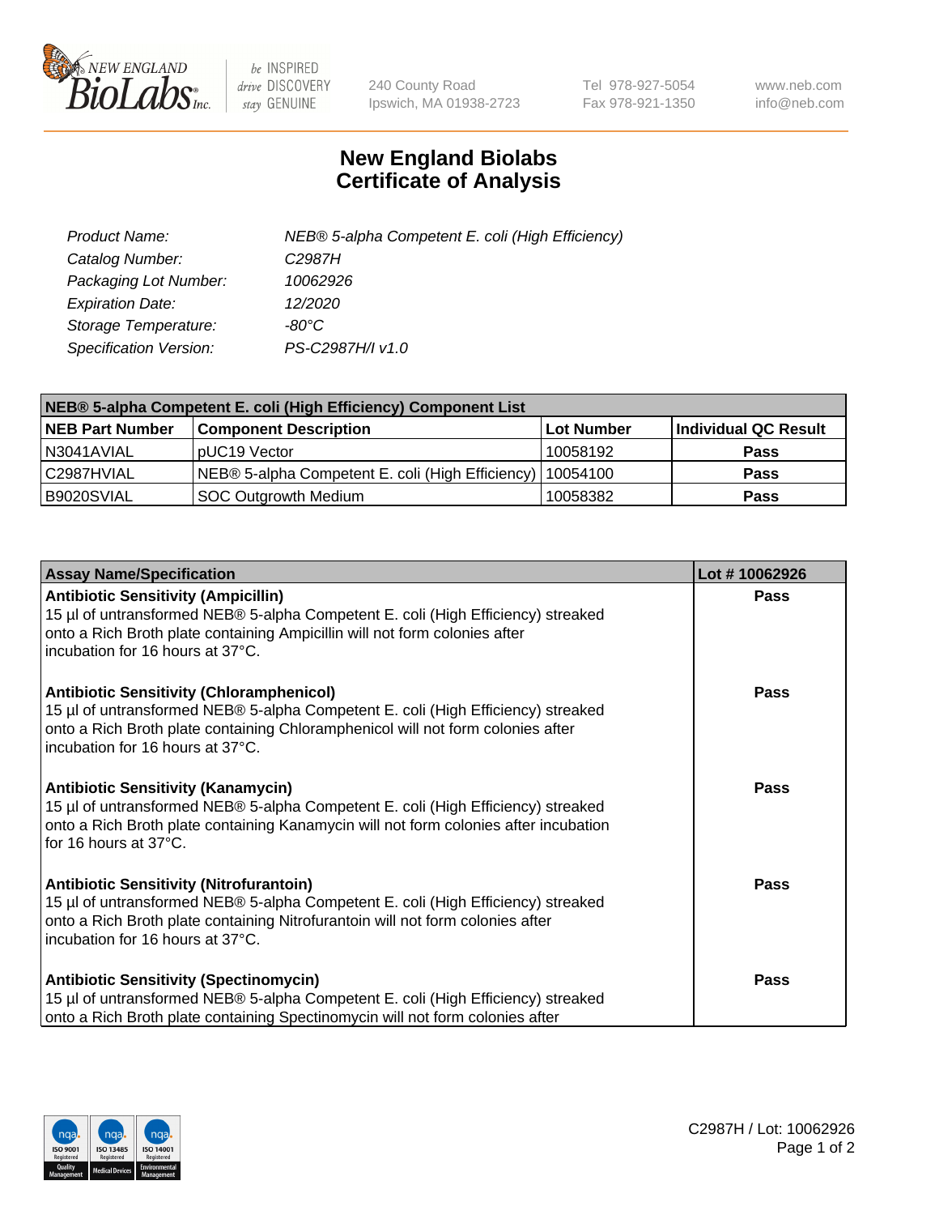# New England Biolabs Certificate of Analysis

| | |
|---|---|
| *Product Name:* | *NEB® 5-alpha Competent E. coli (High Efficiency)* |
| *Catalog Number:* | *C2987H* |
| *Packaging Lot Number:* | *10062926* |
| *Expiration Date:* | *12/2020* |
| *Storage Temperature:* | *-80°C* |
| *Specification Version:* | *PS-C2987H/I v1.0* |

| NEB® 5-alpha Competent E. coli (High Efficiency) Component List | | | |
|---|---|---|---|
| **NEB Part Number** | **Component Description** | **Lot Number** | **Individual QC Result** |
| N3041AVIAL | pUC19 Vector | 10058192 | **Pass** |
| C2987HVIAL | NEB® 5-alpha Competent E. coli (High Efficiency) | 10054100 | **Pass** |
| B9020SVIAL | SOC Outgrowth Medium | 10058382 | **Pass** |

| Assay Name/Specification | Lot # 10062926 |
|---|---|
| **Antibiotic Sensitivity (Ampicillin)**<br>15 µl of untransformed NEB® 5-alpha Competent E. coli (High Efficiency) streaked onto a Rich Broth plate containing Ampicillin will not form colonies after incubation for 16 hours at 37°C. | **Pass** |
| **Antibiotic Sensitivity (Chloramphenicol)**<br>15 µl of untransformed NEB® 5-alpha Competent E. coli (High Efficiency) streaked onto a Rich Broth plate containing Chloramphenicol will not form colonies after incubation for 16 hours at 37°C. | **Pass** |
| **Antibiotic Sensitivity (Kanamycin)**<br>15 µl of untransformed NEB® 5-alpha Competent E. coli (High Efficiency) streaked onto a Rich Broth plate containing Kanamycin will not form colonies after incubation for 16 hours at 37°C. | **Pass** |
| **Antibiotic Sensitivity (Nitrofurantoin)**<br>15 µl of untransformed NEB® 5-alpha Competent E. coli (High Efficiency) streaked onto a Rich Broth plate containing Nitrofurantoin will not form colonies after incubation for 16 hours at 37°C. | **Pass** |
| **Antibiotic Sensitivity (Spectinomycin)**<br>15 µl of untransformed NEB® 5-alpha Competent E. coli (High Efficiency) streaked onto a Rich Broth plate containing Spectinomycin will not form colonies after | **Pass** |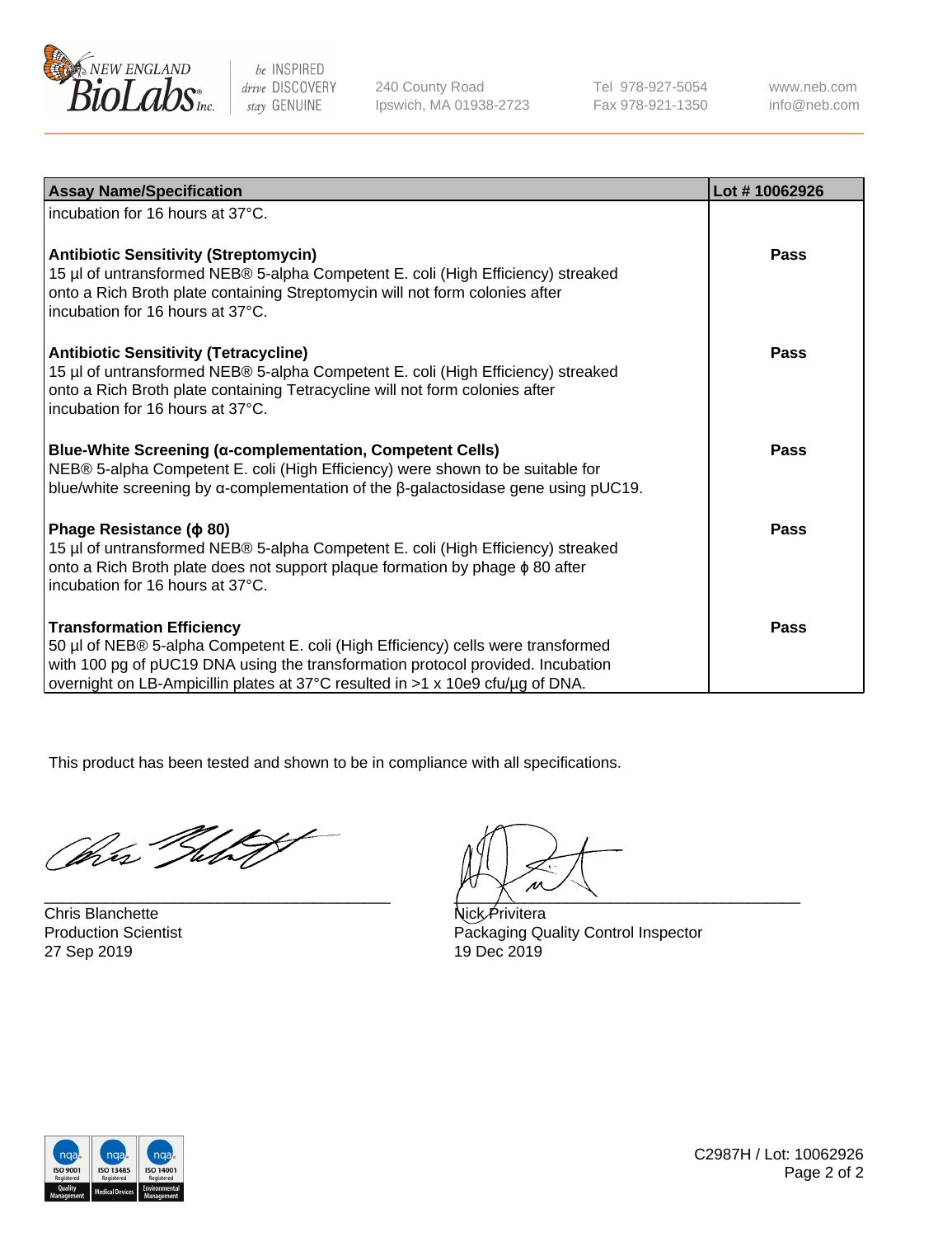| Assay Name/Specification | Lot # 10062926 |
| --- | --- |
| incubation for 16 hours at 37°C. | |
| **Antibiotic Sensitivity (Streptomycin)**<br>15 µl of untransformed NEB® 5-alpha Competent E. coli (High Efficiency) streaked onto a Rich Broth plate containing Streptomycin will not form colonies after incubation for 16 hours at 37°C. | Pass |
| **Antibiotic Sensitivity (Tetracycline)**<br>15 µl of untransformed NEB® 5-alpha Competent E. coli (High Efficiency) streaked onto a Rich Broth plate containing Tetracycline will not form colonies after incubation for 16 hours at 37°C. | Pass |
| **Blue-White Screening (α-complementation, Competent Cells)**<br>NEB® 5-alpha Competent E. coli (High Efficiency) were shown to be suitable for blue/white screening by α-complementation of the β-galactosidase gene using pUC19. | Pass |
| **Phage Resistance (ϕ 80)**<br>15 µl of untransformed NEB® 5-alpha Competent E. coli (High Efficiency) streaked onto a Rich Broth plate does not support plaque formation by phage ϕ 80 after incubation for 16 hours at 37°C. | Pass |
| **Transformation Efficiency**<br>50 µl of NEB® 5-alpha Competent E. coli (High Efficiency) cells were transformed with 100 pg of pUC19 DNA using the transformation protocol provided. Incubation overnight on LB-Ampicillin plates at 37°C resulted in >1 x 10e9 cfu/µg of DNA. | Pass |

This product has been tested and shown to be in compliance with all specifications.

Chris Blanchette
Production Scientist
27 Sep 2019

Nick Privitera
Packaging Quality Control Inspector
19 Dec 2019

C2987H / Lot: 10062926